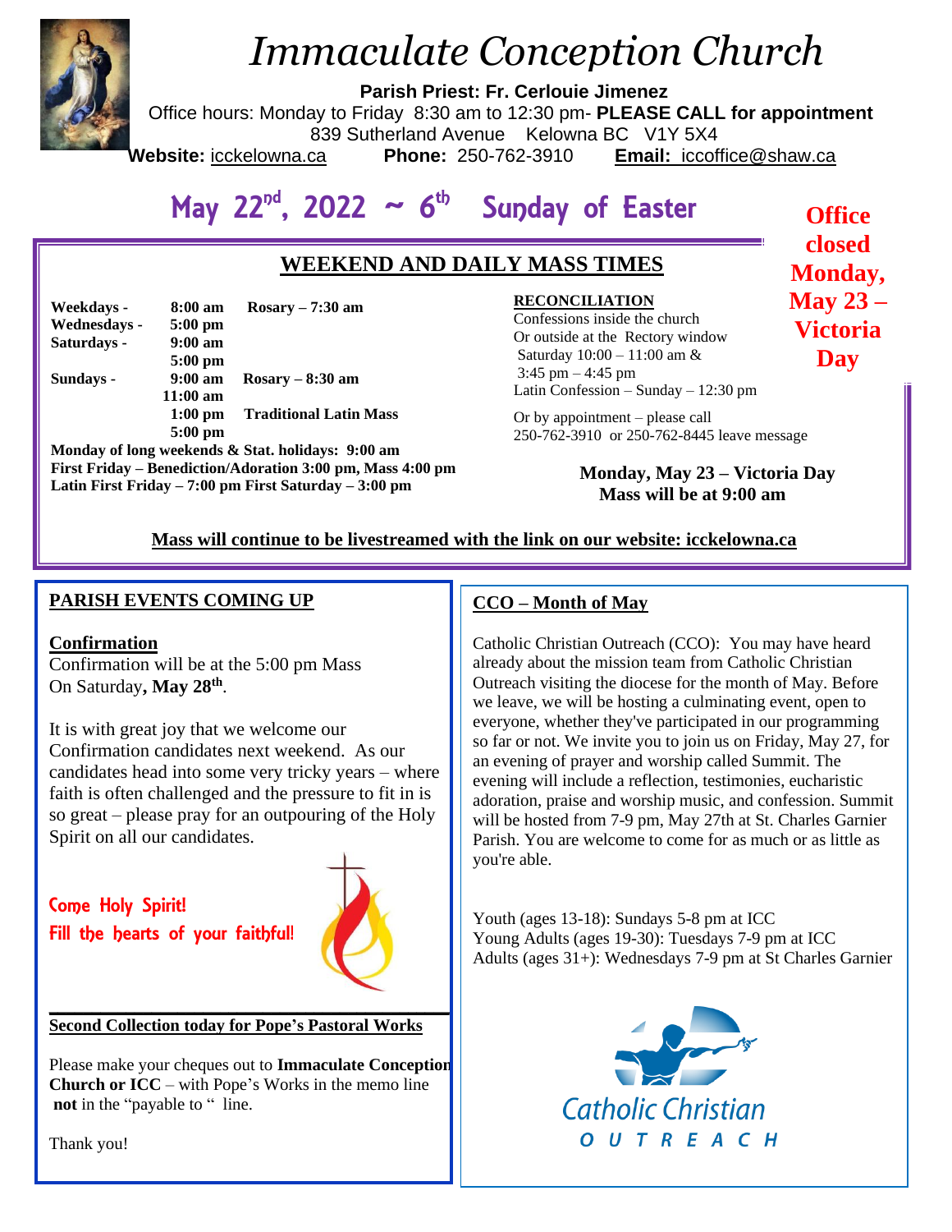# Immaculate Conception Church

**Parish Priest: Fr. Cerlouie Jimenez**
Office hours: Monday to Friday 8:30 am to 12:30 pm- **PLEASE CALL for appointment**
839 Sutherland Avenue Kelowna BC V1Y 5X4
**Website:** icckelowna.ca **Phone:** 250-762-3910 **Email:** iccoffice@shaw.ca

## May 22nd, 2022 ~ 6th Sunday of Easter

**Office closed Monday, May 23 – Victoria Day**

### WEEKEND AND DAILY MASS TIMES

| | | |
|---|---|---|
| **Weekdays -** | **8:00 am** | **Rosary – 7:30 am** |
| **Wednesdays -** | **5:00 pm** | |
| **Saturdays -** | **9:00 am** | |
| | **5:00 pm** | |
| **Sundays -** | **9:00 am** | **Rosary – 8:30 am** |
| | **11:00 am** | |
| | **1:00 pm** | **Traditional Latin Mass** |
| | **5:00 pm** | |

**Monday of long weekends & Stat. holidays: 9:00 am**
**First Friday – Benediction/Adoration 3:00 pm, Mass 4:00 pm**
**Latin First Friday – 7:00 pm First Saturday – 3:00 pm**

**RECONCILIATION**
Confessions inside the church
Or outside at the Rectory window
Saturday 10:00 – 11:00 am &
3:45 pm – 4:45 pm
Latin Confession – Sunday – 12:30 pm

Or by appointment – please call
250-762-3910 or 250-762-8445 leave message

**Monday, May 23 – Victoria Day**
**Mass will be at 9:00 am**

**Mass will continue to be livestreamed with the link on our website: icckelowna.ca**

### PARISH EVENTS COMING UP

**Confirmation**
Confirmation will be at the 5:00 pm Mass
On Saturday**, May 28th**.

It is with great joy that we welcome our Confirmation candidates next weekend. As our candidates head into some very tricky years – where faith is often challenged and the pressure to fit in is so great – please pray for an outpouring of the Holy Spirit on all our candidates.

Come Holy Spirit!
Fill the hearts of your faithful!

**Second Collection today for Pope's Pastoral Works**

Please make your cheques out to **Immaculate Conception Church or ICC** – with Pope's Works in the memo line **not** in the "payable to " line.

Thank you!

### CCO – Month of May

Catholic Christian Outreach (CCO): You may have heard already about the mission team from Catholic Christian Outreach visiting the diocese for the month of May. Before we leave, we will be hosting a culminating event, open to everyone, whether they've participated in our programming so far or not. We invite you to join us on Friday, May 27, for an evening of prayer and worship called Summit. The evening will include a reflection, testimonies, eucharistic adoration, praise and worship music, and confession. Summit will be hosted from 7-9 pm, May 27th at St. Charles Garnier Parish. You are welcome to come for as much or as little as you're able.

Youth (ages 13-18): Sundays 5-8 pm at ICC
Young Adults (ages 19-30): Tuesdays 7-9 pm at ICC
Adults (ages 31+): Wednesdays 7-9 pm at St Charles Garnier

Catholic Christian OUTREACH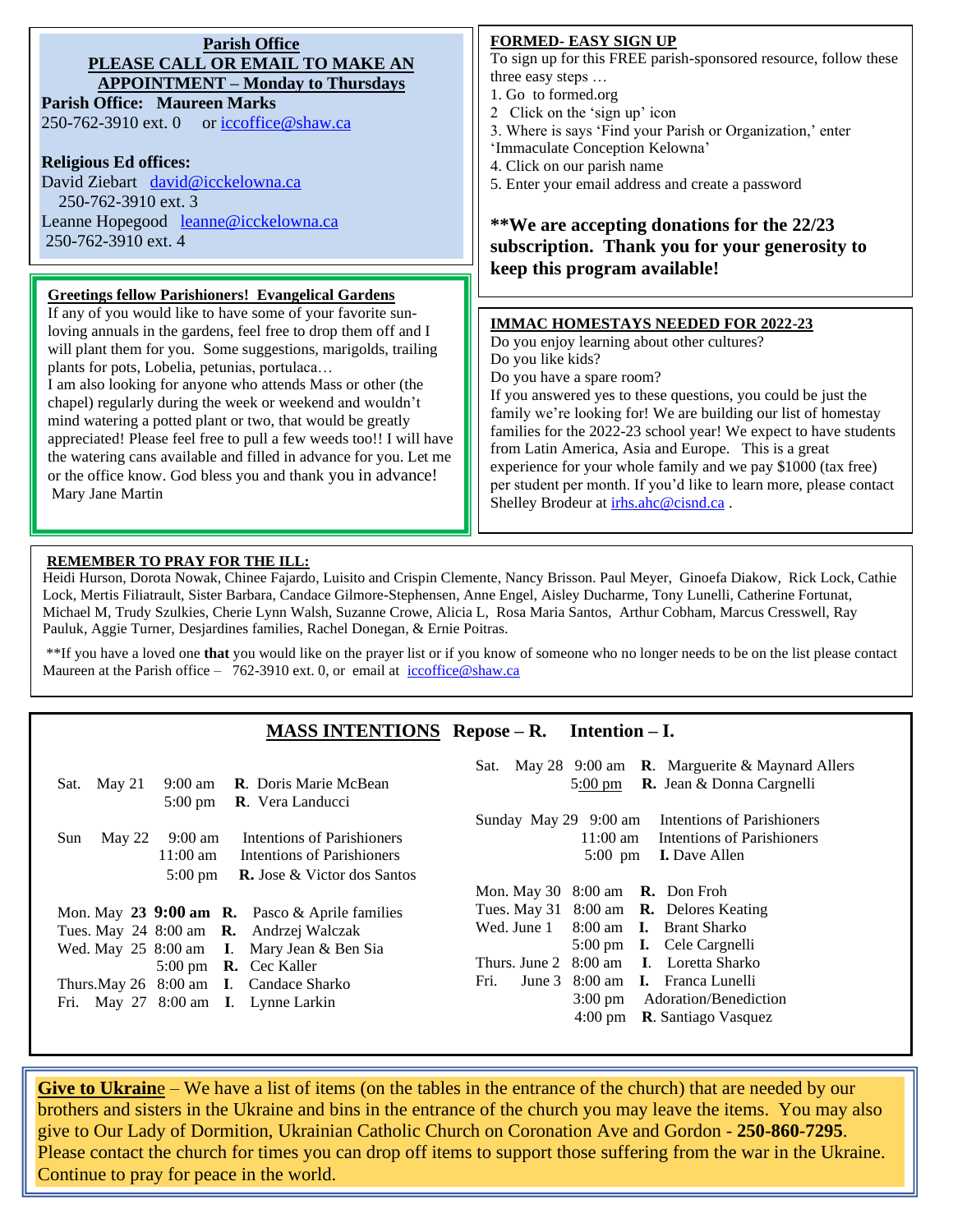**Parish Office**

**PLEASE CALL OR EMAIL TO MAKE AN APPOINTMENT – Monday to Thursdays**

**Parish Office: Maureen Marks**
250-762-3910 ext. 0 or iccoffice@shaw.ca

**Religious Ed offices:**
David Ziebart david@icckelowna.ca
250-762-3910 ext. 3
Leanne Hopegood leanne@icckelowna.ca
250-762-3910 ext. 4

**Greetings fellow Parishioners! Evangelical Gardens**

If any of you would like to have some of your favorite sun-loving annuals in the gardens, feel free to drop them off and I will plant them for you. Some suggestions, marigolds, trailing plants for pots, Lobelia, petunias, portulaca…

I am also looking for anyone who attends Mass or other (the chapel) regularly during the week or weekend and wouldn't mind watering a potted plant or two, that would be greatly appreciated! Please feel free to pull a few weeds too!! I will have the watering cans available and filled in advance for you. Let me or the office know. God bless you and thank you in advance!
Mary Jane Martin

**FORMED- EASY SIGN UP**

To sign up for this FREE parish-sponsored resource, follow these three easy steps …

1. Go to formed.org
2. Click on the 'sign up' icon
3. Where is says 'Find your Parish or Organization,' enter 'Immaculate Conception Kelowna'
4. Click on our parish name
5. Enter your email address and create a password

**\*\*We are accepting donations for the 22/23 subscription. Thank you for your generosity to keep this program available!**

**IMMAC HOMESTAYS NEEDED FOR 2022-23**

Do you enjoy learning about other cultures?
Do you like kids?
Do you have a spare room?
If you answered yes to these questions, you could be just the family we're looking for! We are building our list of homestay families for the 2022-23 school year! We expect to have students from Latin America, Asia and Europe. This is a great experience for your whole family and we pay $1000 (tax free) per student per month. If you'd like to learn more, please contact Shelley Brodeur at irhs.ahc@cisnd.ca .

**REMEMBER TO PRAY FOR THE ILL:**

Heidi Hurson, Dorota Nowak, Chinee Fajardo, Luisito and Crispin Clemente, Nancy Brisson. Paul Meyer, Ginoefa Diakow, Rick Lock, Cathie Lock, Mertis Filiatrault, Sister Barbara, Candace Gilmore-Stephensen, Anne Engel, Aisley Ducharme, Tony Lunelli, Catherine Fortunat, Michael M, Trudy Szulkies, Cherie Lynn Walsh, Suzanne Crowe, Alicia L, Rosa Maria Santos, Arthur Cobham, Marcus Cresswell, Ray Pauluk, Aggie Turner, Desjardines families, Rachel Donegan, & Ernie Poitras.

\*\*If you have a loved one **that** you would like on the prayer list or if you know of someone who no longer needs to be on the list please contact Maureen at the Parish office – 762-3910 ext. 0, or email at iccoffice@shaw.ca

## MASS INTENTIONS Repose – R. Intention – I.

| Day | Date | Time | Intention |
|---|---|---|---|
| Sat. | May 21 | 9:00 am | **R**. Doris Marie McBean |
| | | 5:00 pm | **R**. Vera Landucci |
| Sun | May 22 | 9:00 am | Intentions of Parishioners |
| | | 11:00 am | Intentions of Parishioners |
| | | 5:00 pm | **R.** Jose & Victor dos Santos |
| Mon. | May **23** | **9:00 am** | **R.** Pasco & Aprile families |
| Tues. | May 24 | 8:00 am | **R.** Andrzej Walczak |
| Wed. | May 25 | 8:00 am | **I.** Mary Jean & Ben Sia |
| | | 5:00 pm | **R.** Cec Kaller |
| Thurs. | May 26 | 8:00 am | **I.** Candace Sharko |
| Fri. | May 27 | 8:00 am | **I.** Lynne Larkin |
| Sat. | May 28 | 9:00 am | **R**. Marguerite & Maynard Allers |
| | | 5:00 pm | **R.** Jean & Donna Cargnelli |
| Sunday | May 29 | 9:00 am | Intentions of Parishioners |
| | | 11:00 am | Intentions of Parishioners |
| | | 5:00 pm | **I.** Dave Allen |
| Mon. | May 30 | 8:00 am | **R.** Don Froh |
| Tues. | May 31 | 8:00 am | **R.** Delores Keating |
| Wed. | June 1 | 8:00 am | **I.** Brant Sharko |
| | | 5:00 pm | **I.** Cele Cargnelli |
| Thurs. | June 2 | 8:00 am | **I**. Loretta Sharko |
| Fri. | June 3 | 8:00 am | **I.** Franca Lunelli |
| | | 3:00 pm | Adoration/Benediction |
| | | 4:00 pm | **R**. Santiago Vasquez |

**Give to Ukraine** – We have a list of items (on the tables in the entrance of the church) that are needed by our brothers and sisters in the Ukraine and bins in the entrance of the church you may leave the items. You may also give to Our Lady of Dormition, Ukrainian Catholic Church on Coronation Ave and Gordon - **250-860-7295**. Please contact the church for times you can drop off items to support those suffering from the war in the Ukraine. Continue to pray for peace in the world.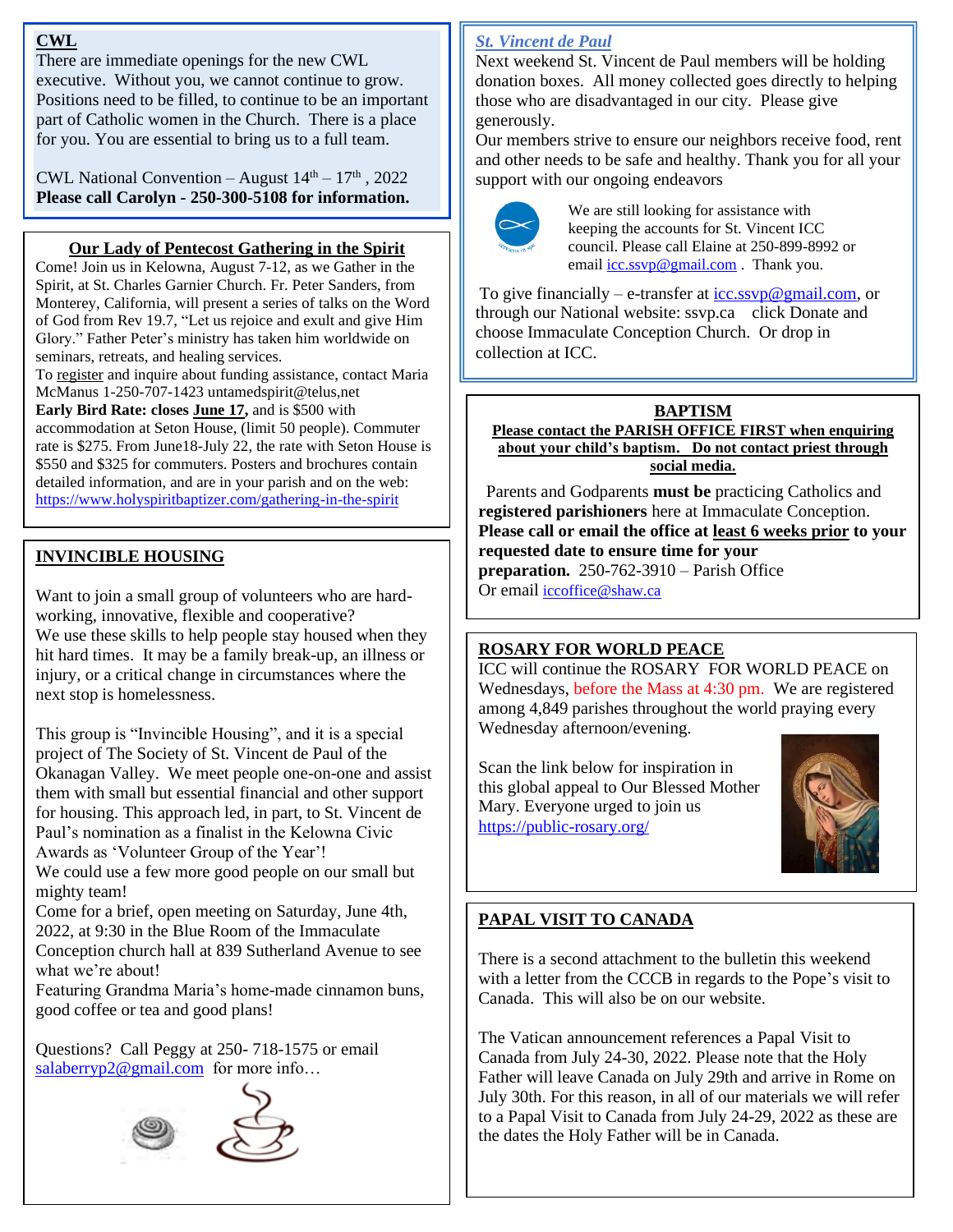## CWL

There are immediate openings for the new CWL executive. Without you, we cannot continue to grow. Positions need to be filled, to continue to be an important part of Catholic women in the Church. There is a place for you. You are essential to bring us to a full team.

CWL National Convention – August 14th – 17th , 2022
**Please call Carolyn - 250-300-5108 for information.**

## Our Lady of Pentecost Gathering in the Spirit

Come! Join us in Kelowna, August 7-12, as we Gather in the Spirit, at St. Charles Garnier Church. Fr. Peter Sanders, from Monterey, California, will present a series of talks on the Word of God from Rev 19.7, "Let us rejoice and exult and give Him Glory." Father Peter's ministry has taken him worldwide on seminars, retreats, and healing services.
To register and inquire about funding assistance, contact Maria McManus 1-250-707-1423 untamedspirit@telus,net
**Early Bird Rate: closes June 17,** and is $500 with accommodation at Seton House, (limit 50 people). Commuter rate is $275. From June18-July 22, the rate with Seton House is $550 and $325 for commuters. Posters and brochures contain detailed information, and are in your parish and on the web: https://www.holyspiritbaptizer.com/gathering-in-the-spirit

## INVINCIBLE HOUSING

Want to join a small group of volunteers who are hard-working, innovative, flexible and cooperative?
We use these skills to help people stay housed when they hit hard times. It may be a family break-up, an illness or injury, or a critical change in circumstances where the next stop is homelessness.

This group is "Invincible Housing", and it is a special project of The Society of St. Vincent de Paul of the Okanagan Valley. We meet people one-on-one and assist them with small but essential financial and other support for housing. This approach led, in part, to St. Vincent de Paul's nomination as a finalist in the Kelowna Civic Awards as 'Volunteer Group of the Year'!
We could use a few more good people on our small but mighty team!
Come for a brief, open meeting on Saturday, June 4th, 2022, at 9:30 in the Blue Room of the Immaculate Conception church hall at 839 Sutherland Avenue to see what we're about!
Featuring Grandma Maria's home-made cinnamon buns, good coffee or tea and good plans!

Questions? Call Peggy at 250- 718-1575 or email salaberryp2@gmail.com for more info…

## *St. Vincent de Paul*

Next weekend St. Vincent de Paul members will be holding donation boxes. All money collected goes directly to helping those who are disadvantaged in our city. Please give generously.
Our members strive to ensure our neighbors receive food, rent and other needs to be safe and healthy. Thank you for all your support with our ongoing endeavors

We are still looking for assistance with keeping the accounts for St. Vincent ICC council. Please call Elaine at 250-899-8992 or email icc.ssvp@gmail.com . Thank you.

To give financially – e-transfer at icc.ssvp@gmail.com, or through our National website: ssvp.ca click Donate and choose Immaculate Conception Church. Or drop in collection at ICC.

## BAPTISM

**Please contact the PARISH OFFICE FIRST when enquiring about your child's baptism. Do not contact priest through social media.**

Parents and Godparents **must be** practicing Catholics and **registered parishioners** here at Immaculate Conception. **Please call or email the office at least 6 weeks prior to your requested date to ensure time for your preparation.** 250-762-3910 – Parish Office
Or email iccoffice@shaw.ca

## ROSARY FOR WORLD PEACE

ICC will continue the ROSARY FOR WORLD PEACE on Wednesdays, before the Mass at 4:30 pm. We are registered among 4,849 parishes throughout the world praying every Wednesday afternoon/evening.

Scan the link below for inspiration in this global appeal to Our Blessed Mother Mary. Everyone urged to join us
https://public-rosary.org/

## PAPAL VISIT TO CANADA

There is a second attachment to the bulletin this weekend with a letter from the CCCB in regards to the Pope's visit to Canada. This will also be on our website.

The Vatican announcement references a Papal Visit to Canada from July 24-30, 2022. Please note that the Holy Father will leave Canada on July 29th and arrive in Rome on July 30th. For this reason, in all of our materials we will refer to a Papal Visit to Canada from July 24-29, 2022 as these are the dates the Holy Father will be in Canada.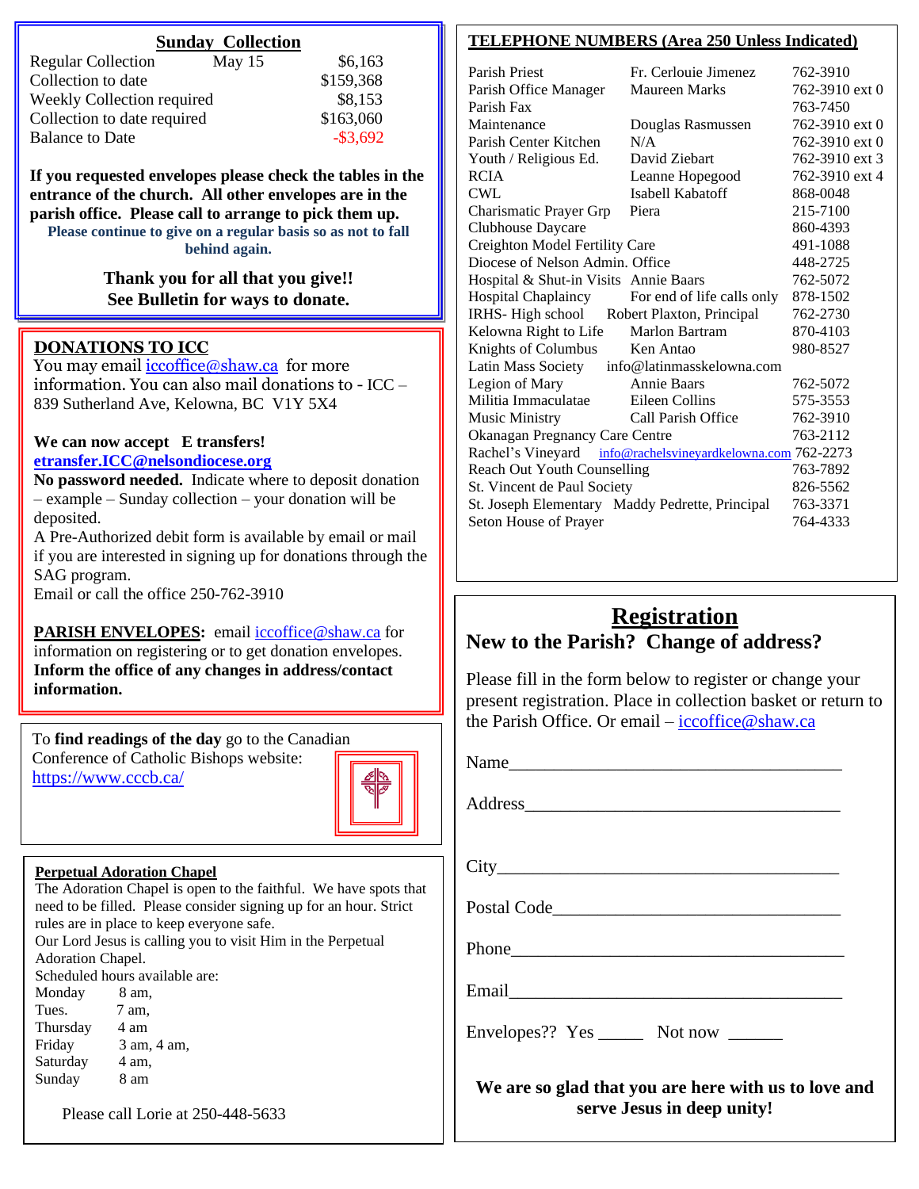## Sunday Collection

| | | |
|---|---|---|
| Regular Collection | May 15 | $6,163 |
| Collection to date | | $159,368 |
| Weekly Collection required | | $8,153 |
| Collection to date required | | $163,060 |
| Balance to Date | | -$3,692 |

**If you requested envelopes please check the tables in the entrance of the church. All other envelopes are in the parish office. Please call to arrange to pick them up.**

**Please continue to give on a regular basis so as not to fall behind again.**

**Thank you for all that you give!!**
**See Bulletin for ways to donate.**

## DONATIONS TO ICC

You may email iccoffice@shaw.ca for more information. You can also mail donations to - ICC – 839 Sutherland Ave, Kelowna, BC V1Y 5X4

**We can now accept E transfers!**
**etransfer.ICC@nelsondiocese.org**
**No password needed.** Indicate where to deposit donation – example – Sunday collection – your donation will be deposited.
A Pre-Authorized debit form is available by email or mail if you are interested in signing up for donations through the SAG program.
Email or call the office 250-762-3910

**PARISH ENVELOPES:** email iccoffice@shaw.ca for information on registering or to get donation envelopes. **Inform the office of any changes in address/contact information.**

To **find readings of the day** go to the Canadian Conference of Catholic Bishops website: https://www.cccb.ca/

### Perpetual Adoration Chapel

The Adoration Chapel is open to the faithful. We have spots that need to be filled. Please consider signing up for an hour. Strict rules are in place to keep everyone safe.
Our Lord Jesus is calling you to visit Him in the Perpetual Adoration Chapel.
Scheduled hours available are:

| | |
|---|---|
| Monday | 8 am, |
| Tues. | 7 am, |
| Thursday | 4 am |
| Friday | 3 am, 4 am, |
| Saturday | 4 am, |
| Sunday | 8 am |

Please call Lorie at 250-448-5633

## TELEPHONE NUMBERS (Area 250 Unless Indicated)

| | | |
|---|---|---|
| Parish Priest | Fr. Cerlouie Jimenez | 762-3910 |
| Parish Office Manager | Maureen Marks | 762-3910 ext 0 |
| Parish Fax | | 763-7450 |
| Maintenance | Douglas Rasmussen | 762-3910 ext 0 |
| Parish Center Kitchen | N/A | 762-3910 ext 0 |
| Youth / Religious Ed. | David Ziebart | 762-3910 ext 3 |
| RCIA | Leanne Hopegood | 762-3910 ext 4 |
| CWL | Isabell Kabatoff | 868-0048 |
| Charismatic Prayer Grp | Piera | 215-7100 |
| Clubhouse Daycare | | 860-4393 |
| Creighton Model Fertility Care | | 491-1088 |
| Diocese of Nelson Admin. Office | | 448-2725 |
| Hospital & Shut-in Visits | Annie Baars | 762-5072 |
| Hospital Chaplaincy | For end of life calls only | 878-1502 |
| IRHS- High school | Robert Plaxton, Principal | 762-2730 |
| Kelowna Right to Life | Marlon Bartram | 870-4103 |
| Knights of Columbus | Ken Antao | 980-8527 |
| Latin Mass Society | info@latinmasskelowna.com | |
| Legion of Mary | Annie Baars | 762-5072 |
| Militia Immaculatae | Eileen Collins | 575-3553 |
| Music Ministry | Call Parish Office | 762-3910 |
| Okanagan Pregnancy Care Centre | | 763-2112 |
| Rachel's Vineyard | info@rachelsvineyardkelowna.com | 762-2273 |
| Reach Out Youth Counselling | | 763-7892 |
| St. Vincent de Paul Society | | 826-5562 |
| St. Joseph Elementary | Maddy Pedrette, Principal | 763-3371 |
| Seton House of Prayer | | 764-4333 |

## Registration

### New to the Parish? Change of address?

Please fill in the form below to register or change your present registration. Place in collection basket or return to the Parish Office. Or email – iccoffice@shaw.ca

Name_______________________________________

Address_____________________________________

City________________________________________

Postal Code__________________________________

Phone_______________________________________

Email_______________________________________

Envelopes?? Yes _____ Not now ______

**We are so glad that you are here with us to love and serve Jesus in deep unity!**